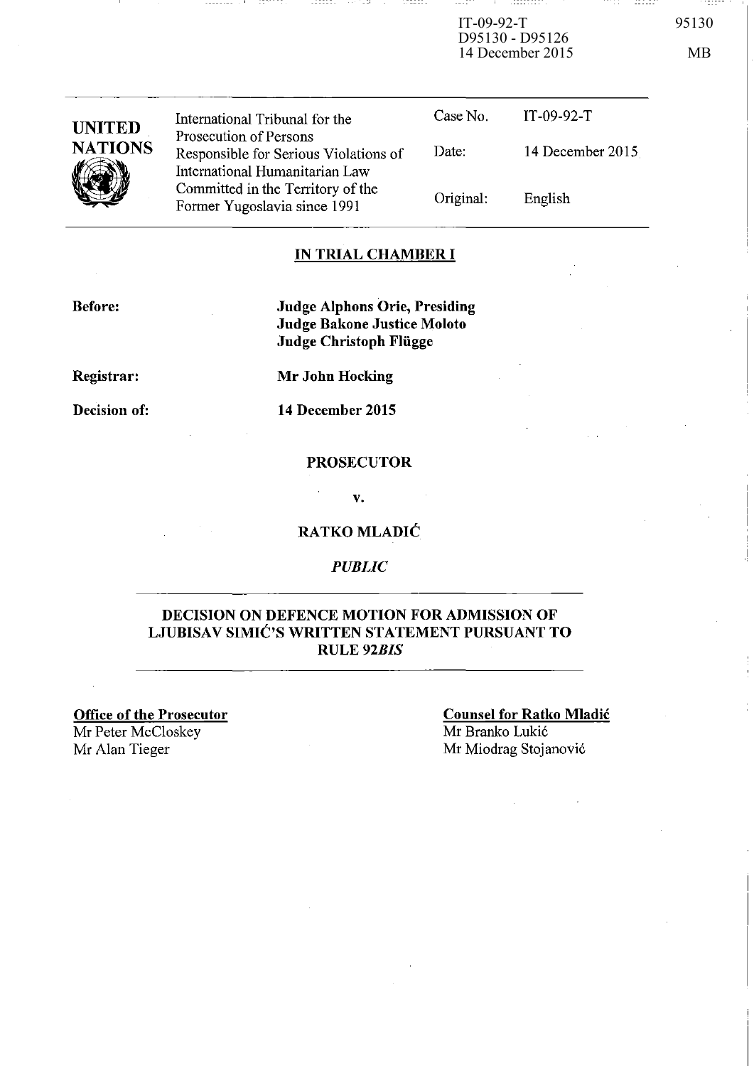IT-09-92-T
D95130 - D95126
14 December 2015

95130

MB

| UNITED NATIONS | International Tribunal for the Prosecution of Persons Responsible for Serious Violations of International Humanitarian Law Committed in the Territory of the Former Yugoslavia since 1991 | Case No. | IT-09-92-T |
|---|---|---|---|
| | | Date: | 14 December 2015 |
| | | Original: | English |

**IN TRIAL CHAMBER I**

**Before:** **Judge Alphons Orie, Presiding**
**Judge Bakone Justice Moloto**
**Judge Christoph Flügge**

**Registrar:** **Mr John Hocking**

**Decision of:** **14 December 2015**

**PROSECUTOR**

**v.**

**RATKO MLADIĆ**

***PUBLIC***

**DECISION ON DEFENCE MOTION FOR ADMISSION OF LJUBISAV SIMIĆ'S WRITTEN STATEMENT PURSUANT TO RULE *92BIS***

**Office of the Prosecutor**
Mr Peter McCloskey
Mr Alan Tieger

**Counsel for Ratko Mladić**
Mr Branko Lukić
Mr Miodrag Stojanović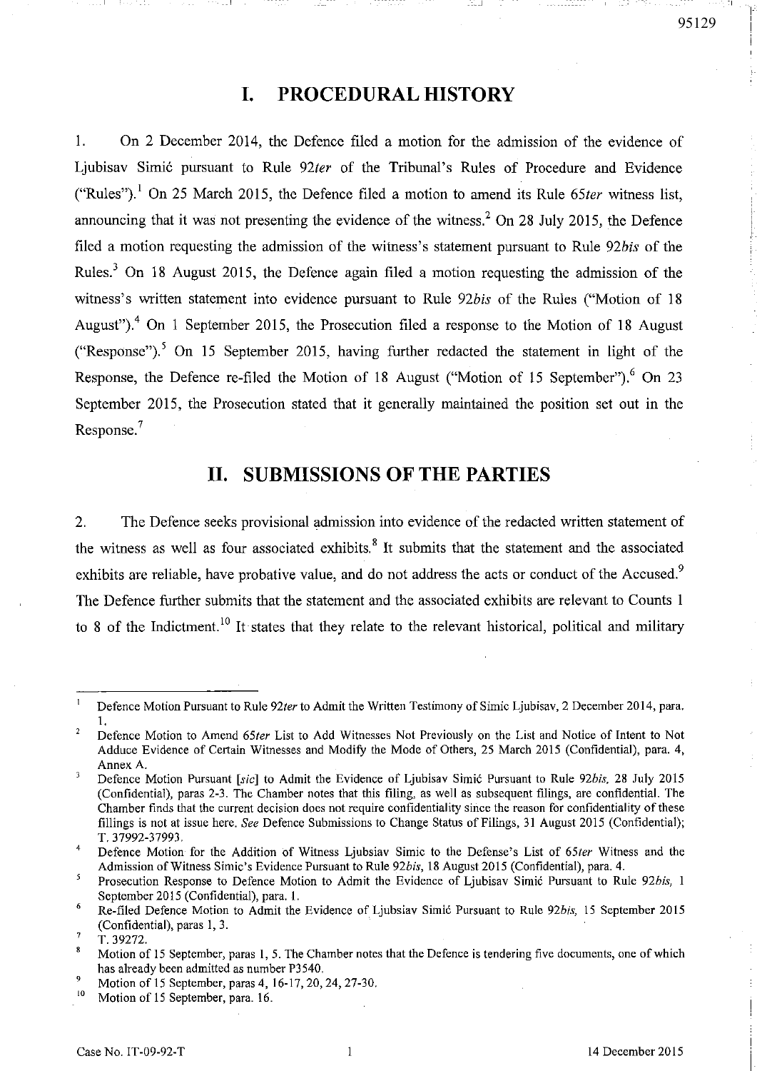# I. PROCEDURAL HISTORY

1. On 2 December 2014, the Defence filed a motion for the admission of the evidence of Ljubisav Simić pursuant to Rule 92*ter* of the Tribunal's Rules of Procedure and Evidence ("Rules").[1] On 25 March 2015, the Defence filed a motion to amend its Rule 65*ter* witness list, announcing that it was not presenting the evidence of the witness.[2] On 28 July 2015, the Defence filed a motion requesting the admission of the witness's statement pursuant to Rule 92*bis* of the Rules.[3] On 18 August 2015, the Defence again filed a motion requesting the admission of the witness's written statement into evidence pursuant to Rule 92*bis* of the Rules ("Motion of 18 August").[4] On 1 September 2015, the Prosecution filed a response to the Motion of 18 August ("Response").[5] On 15 September 2015, having further redacted the statement in light of the Response, the Defence re-filed the Motion of 18 August ("Motion of 15 September").[6] On 23 September 2015, the Prosecution stated that it generally maintained the position set out in the Response.[7]

# II. SUBMISSIONS OF THE PARTIES

2. The Defence seeks provisional admission into evidence of the redacted written statement of the witness as well as four associated exhibits.[8] It submits that the statement and the associated exhibits are reliable, have probative value, and do not address the acts or conduct of the Accused.[9] The Defence further submits that the statement and the associated exhibits are relevant to Counts 1 to 8 of the Indictment.[10] It states that they relate to the relevant historical, political and military

---

[1] Defence Motion Pursuant to Rule 92*ter* to Admit the Written Testimony of Simic Ljubisav, 2 December 2014, para. 1.

[2] Defence Motion to Amend 65*ter* List to Add Witnesses Not Previously on the List and Notice of Intent to Not Adduce Evidence of Certain Witnesses and Modify the Mode of Others, 25 March 2015 (Confidential), para. 4, Annex A.

[3] Defence Motion Pursuant [*sic*] to Admit the Evidence of Ljubisav Simić Pursuant to Rule 92*bis*, 28 July 2015 (Confidential), paras 2-3. The Chamber notes that this filing, as well as subsequent filings, are confidential. The Chamber finds that the current decision does not require confidentiality since the reason for confidentiality of these fillings is not at issue here. *See* Defence Submissions to Change Status of Filings, 31 August 2015 (Confidential); T. 37992-37993.

[4] Defence Motion for the Addition of Witness Ljubsiav Simic to the Defense's List of 65*ter* Witness and the Admission of Witness Simic's Evidence Pursuant to Rule 92*bis*, 18 August 2015 (Confidential), para. 4.

[5] Prosecution Response to Defence Motion to Admit the Evidence of Ljubisav Simić Pursuant to Rule 92*bis*, 1 September 2015 (Confidential), para. 1.

[6] Re-filed Defence Motion to Admit the Evidence of Ljubsiav Simić Pursuant to Rule 92*bis*, 15 September 2015 (Confidential), paras 1, 3.

[7] T. 39272.

[8] Motion of 15 September, paras 1, 5. The Chamber notes that the Defence is tendering five documents, one of which has already been admitted as number P3540.

[9] Motion of 15 September, paras 4, 16-17, 20, 24, 27-30.

[10] Motion of 15 September, para. 16.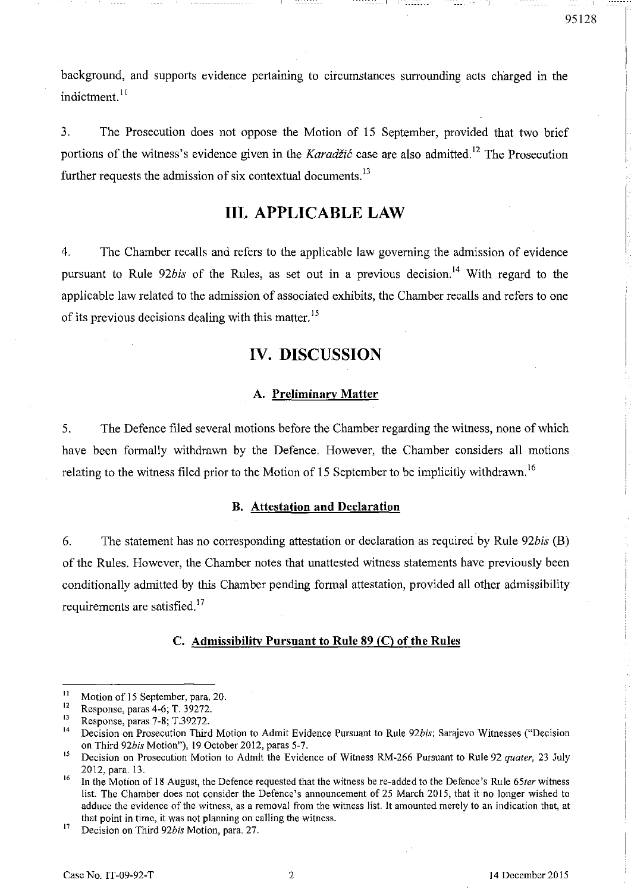background, and supports evidence pertaining to circumstances surrounding acts charged in the indictment.[11]

3. The Prosecution does not oppose the Motion of 15 September, provided that two brief portions of the witness's evidence given in the *Karadžić* case are also admitted.[12] The Prosecution further requests the admission of six contextual documents.[13]

## III. APPLICABLE LAW

4. The Chamber recalls and refers to the applicable law governing the admission of evidence pursuant to Rule 92*bis* of the Rules, as set out in a previous decision.[14] With regard to the applicable law related to the admission of associated exhibits, the Chamber recalls and refers to one of its previous decisions dealing with this matter.[15]

## IV. DISCUSSION

### A. Preliminary Matter

5. The Defence filed several motions before the Chamber regarding the witness, none of which have been formally withdrawn by the Defence. However, the Chamber considers all motions relating to the witness filed prior to the Motion of 15 September to be implicitly withdrawn.[16]

### B. Attestation and Declaration

6. The statement has no corresponding attestation or declaration as required by Rule 92*bis* (B) of the Rules. However, the Chamber notes that unattested witness statements have previously been conditionally admitted by this Chamber pending formal attestation, provided all other admissibility requirements are satisfied.[17]

### C. Admissibility Pursuant to Rule 89 (C) of the Rules

---

[11] Motion of 15 September, para. 20.

[12] Response, paras 4-6; T. 39272.

[13] Response, paras 7-8; T.39272.

[14] Decision on Prosecution Third Motion to Admit Evidence Pursuant to Rule 92*bis*: Sarajevo Witnesses ("Decision on Third 92*bis* Motion"), 19 October 2012, paras 5-7.

[15] Decision on Prosecution Motion to Admit the Evidence of Witness RM-266 Pursuant to Rule 92 *quater*, 23 July 2012, para. 13.

[16] In the Motion of 18 August, the Defence requested that the witness be re-added to the Defence's Rule 65*ter* witness list. The Chamber does not consider the Defence's announcement of 25 March 2015, that it no longer wished to adduce the evidence of the witness, as a removal from the witness list. It amounted merely to an indication that, at that point in time, it was not planning on calling the witness.

[17] Decision on Third 92*bis* Motion, para. 27.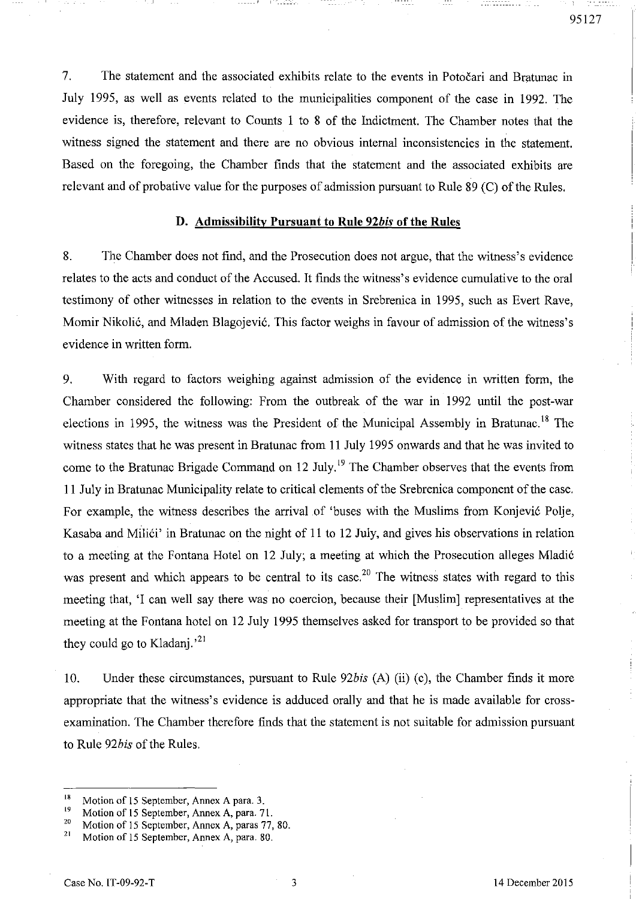7. The statement and the associated exhibits relate to the events in Potočari and Bratunac in July 1995, as well as events related to the municipalities component of the case in 1992. The evidence is, therefore, relevant to Counts 1 to 8 of the Indictment. The Chamber notes that the witness signed the statement and there are no obvious internal inconsistencies in the statement. Based on the foregoing, the Chamber finds that the statement and the associated exhibits are relevant and of probative value for the purposes of admission pursuant to Rule 89 (C) of the Rules.

### D. Admissibility Pursuant to Rule 92*bis* of the Rules

8. The Chamber does not find, and the Prosecution does not argue, that the witness's evidence relates to the acts and conduct of the Accused. It finds the witness's evidence cumulative to the oral testimony of other witnesses in relation to the events in Srebrenica in 1995, such as Evert Rave, Momir Nikolić, and Mladen Blagojević. This factor weighs in favour of admission of the witness's evidence in written form.

9. With regard to factors weighing against admission of the evidence in written form, the Chamber considered the following: From the outbreak of the war in 1992 until the post-war elections in 1995, the witness was the President of the Municipal Assembly in Bratunac.[18] The witness states that he was present in Bratunac from 11 July 1995 onwards and that he was invited to come to the Bratunac Brigade Command on 12 July.[19] The Chamber observes that the events from 11 July in Bratunac Municipality relate to critical elements of the Srebrenica component of the case. For example, the witness describes the arrival of 'buses with the Muslims from Konjević Polje, Kasaba and Milići' in Bratunac on the night of 11 to 12 July, and gives his observations in relation to a meeting at the Fontana Hotel on 12 July; a meeting at which the Prosecution alleges Mladić was present and which appears to be central to its case.[20] The witness states with regard to this meeting that, 'I can well say there was no coercion, because their [Muslim] representatives at the meeting at the Fontana hotel on 12 July 1995 themselves asked for transport to be provided so that they could go to Kladanj.'[21]

10. Under these circumstances, pursuant to Rule 92*bis* (A) (ii) (c), the Chamber finds it more appropriate that the witness's evidence is adduced orally and that he is made available for cross-examination. The Chamber therefore finds that the statement is not suitable for admission pursuant to Rule 92*bis* of the Rules.

---

[18] Motion of 15 September, Annex A para. 3.

[19] Motion of 15 September, Annex A, para. 71.

[20] Motion of 15 September, Annex A, paras 77, 80.

[21] Motion of 15 September, Annex A, para. 80.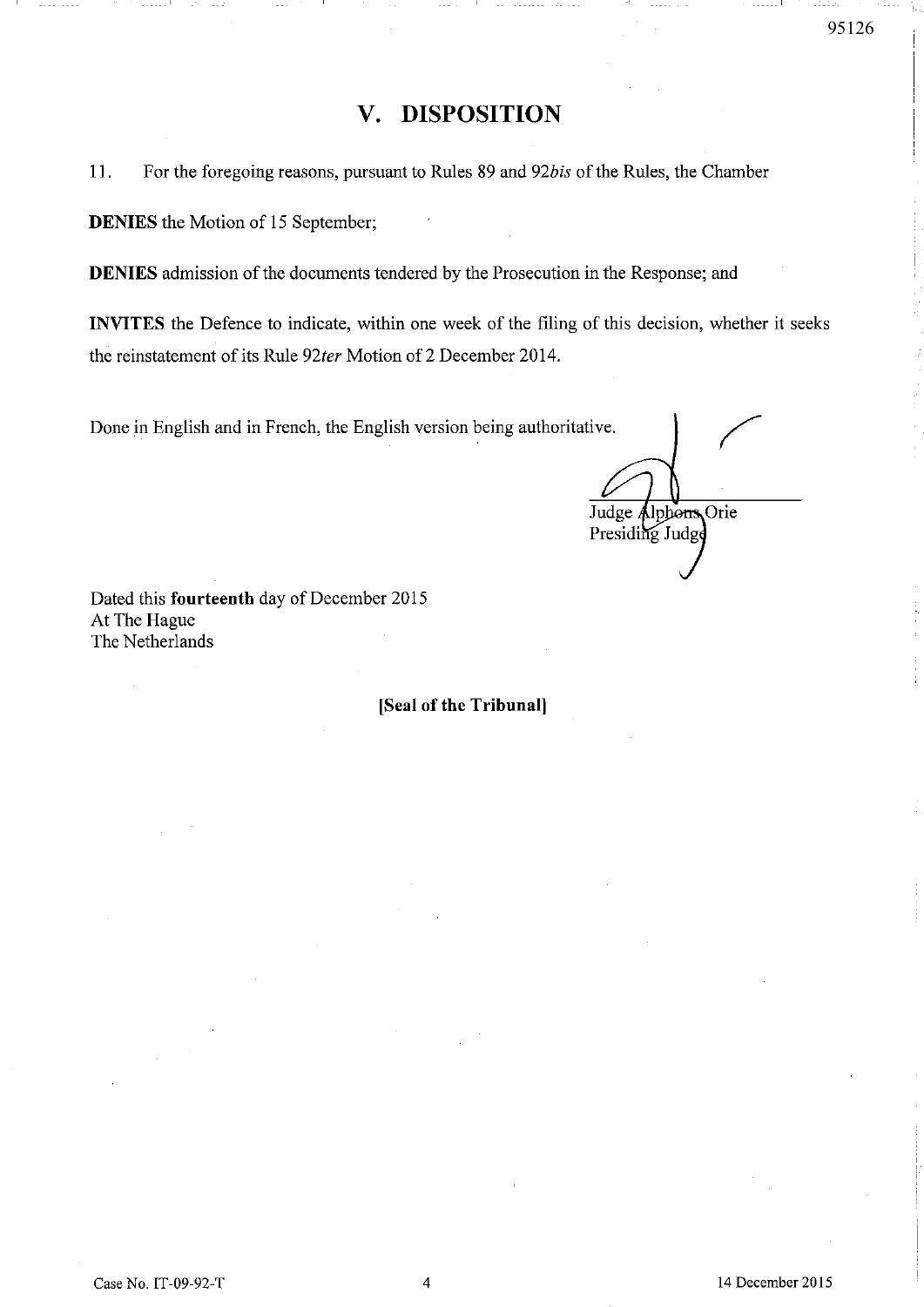## V. DISPOSITION

11. For the foregoing reasons, pursuant to Rules 89 and 92*bis* of the Rules, the Chamber

**DENIES** the Motion of 15 September;

**DENIES** admission of the documents tendered by the Prosecution in the Response; and

**INVITES** the Defence to indicate, within one week of the filing of this decision, whether it seeks the reinstatement of its Rule 92*ter* Motion of 2 December 2014.

Done in English and in French, the English version being authoritative.

Judge Alphons Orie
Presiding Judge

Dated this **fourteenth** day of December 2015
At The Hague
The Netherlands

**[Seal of the Tribunal]**